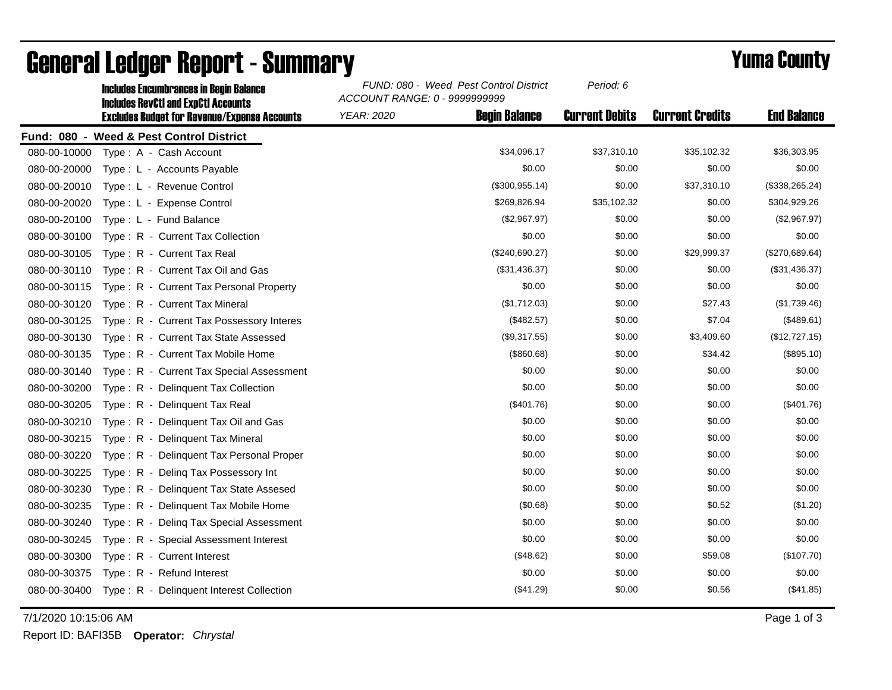# General Ledger Report - Summary

## Yuma County

**Includes Encumbrances in Begin Balance**
**Includes RevCtl and ExpCtl Accounts**
**Excludes Budget for Revenue/Expense Accounts**

*FUND: 080 - Weed Pest Control District*
*ACCOUNT RANGE: 0 - 9999999999*
*YEAR: 2020*
*Period: 6*

**Fund: 080 - Weed & Pest Control District**

| Account | Description | Begin Balance | Current Debits | Current Credits | End Balance |
|---|---|---|---|---|---|
| 080-00-10000 | Type : A - Cash Account | $34,096.17 | $37,310.10 | $35,102.32 | $36,303.95 |
| 080-00-20000 | Type : L - Accounts Payable | $0.00 | $0.00 | $0.00 | $0.00 |
| 080-00-20010 | Type : L - Revenue Control | ($300,955.14) | $0.00 | $37,310.10 | ($338,265.24) |
| 080-00-20020 | Type : L - Expense Control | $269,826.94 | $35,102.32 | $0.00 | $304,929.26 |
| 080-00-20100 | Type : L - Fund Balance | ($2,967.97) | $0.00 | $0.00 | ($2,967.97) |
| 080-00-30100 | Type : R - Current Tax Collection | $0.00 | $0.00 | $0.00 | $0.00 |
| 080-00-30105 | Type : R - Current Tax Real | ($240,690.27) | $0.00 | $29,999.37 | ($270,689.64) |
| 080-00-30110 | Type : R - Current Tax Oil and Gas | ($31,436.37) | $0.00 | $0.00 | ($31,436.37) |
| 080-00-30115 | Type : R - Current Tax Personal Property | $0.00 | $0.00 | $0.00 | $0.00 |
| 080-00-30120 | Type : R - Current Tax Mineral | ($1,712.03) | $0.00 | $27.43 | ($1,739.46) |
| 080-00-30125 | Type : R - Current Tax Possessory Interes | ($482.57) | $0.00 | $7.04 | ($489.61) |
| 080-00-30130 | Type : R - Current Tax State Assessed | ($9,317.55) | $0.00 | $3,409.60 | ($12,727.15) |
| 080-00-30135 | Type : R - Current Tax Mobile Home | ($860.68) | $0.00 | $34.42 | ($895.10) |
| 080-00-30140 | Type : R - Current Tax Special Assessment | $0.00 | $0.00 | $0.00 | $0.00 |
| 080-00-30200 | Type : R - Delinquent Tax Collection | $0.00 | $0.00 | $0.00 | $0.00 |
| 080-00-30205 | Type : R - Delinquent Tax Real | ($401.76) | $0.00 | $0.00 | ($401.76) |
| 080-00-30210 | Type : R - Delinquent Tax Oil and Gas | $0.00 | $0.00 | $0.00 | $0.00 |
| 080-00-30215 | Type : R - Delinquent Tax Mineral | $0.00 | $0.00 | $0.00 | $0.00 |
| 080-00-30220 | Type : R - Delinquent Tax Personal Proper | $0.00 | $0.00 | $0.00 | $0.00 |
| 080-00-30225 | Type : R - Delinq Tax Possessory Int | $0.00 | $0.00 | $0.00 | $0.00 |
| 080-00-30230 | Type : R - Delinquent Tax State Assesed | $0.00 | $0.00 | $0.00 | $0.00 |
| 080-00-30235 | Type : R - Delinquent Tax Mobile Home | ($0.68) | $0.00 | $0.52 | ($1.20) |
| 080-00-30240 | Type : R - Delinq Tax Special Assessment | $0.00 | $0.00 | $0.00 | $0.00 |
| 080-00-30245 | Type : R - Special Assessment Interest | $0.00 | $0.00 | $0.00 | $0.00 |
| 080-00-30300 | Type : R - Current Interest | ($48.62) | $0.00 | $59.08 | ($107.70) |
| 080-00-30375 | Type : R - Refund Interest | $0.00 | $0.00 | $0.00 | $0.00 |
| 080-00-30400 | Type : R - Delinquent Interest Collection | ($41.29) | $0.00 | $0.56 | ($41.85) |

7/1/2020 10:15:06 AM

Report ID: BAFI35B **Operator:** *Chrystal*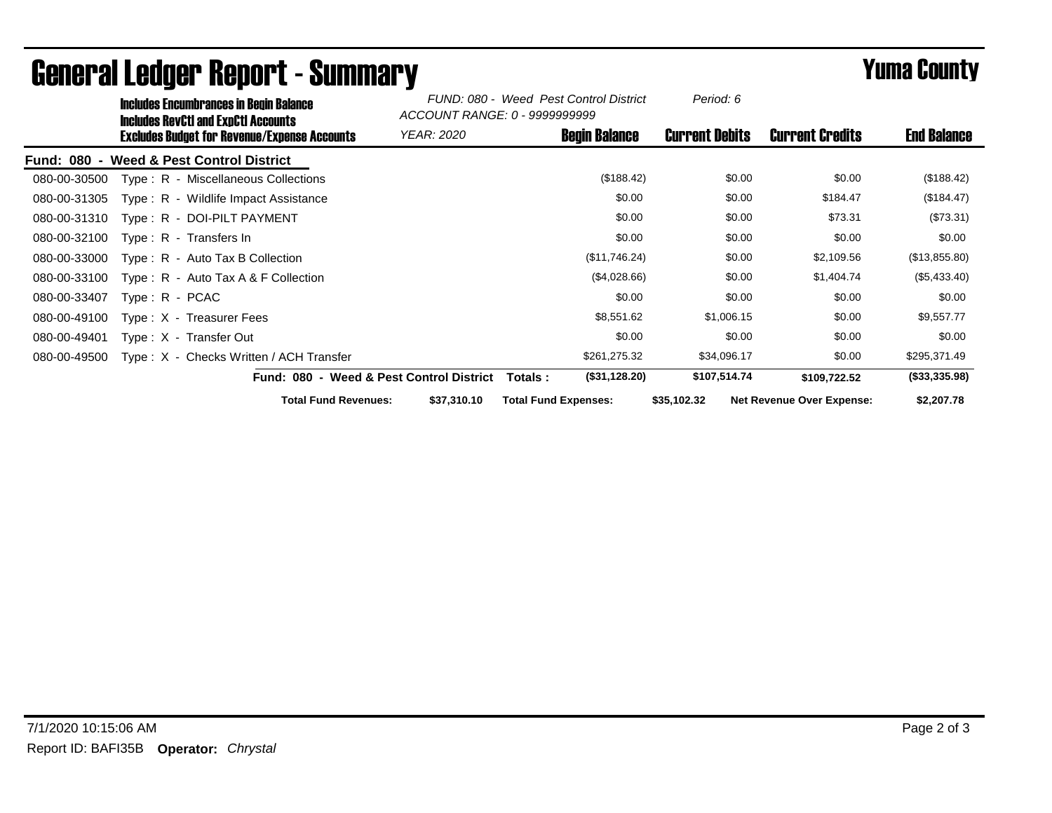# General Ledger Report - Summary

## Yuma County

**Includes Encumbrances in Begin Balance**
**Includes RevCtl and ExpCtl Accounts**
**Excludes Budget for Revenue/Expense Accounts**

*FUND: 080 - Weed Pest Control District*
*ACCOUNT RANGE: 0 - 9999999999*
*YEAR: 2020*
*Period: 6*

**Fund: 080 - Weed & Pest Control District**

| Account | Description | Begin Balance | Current Debits | Current Credits | End Balance |
|---|---|---|---|---|---|
| 080-00-30500 | Type : R - Miscellaneous Collections | ($188.42) | $0.00 | $0.00 | ($188.42) |
| 080-00-31305 | Type : R - Wildlife Impact Assistance | $0.00 | $0.00 | $184.47 | ($184.47) |
| 080-00-31310 | Type : R - DOI-PILT PAYMENT | $0.00 | $0.00 | $73.31 | ($73.31) |
| 080-00-32100 | Type : R - Transfers In | $0.00 | $0.00 | $0.00 | $0.00 |
| 080-00-33000 | Type : R - Auto Tax B Collection | ($11,746.24) | $0.00 | $2,109.56 | ($13,855.80) |
| 080-00-33100 | Type : R - Auto Tax A & F Collection | ($4,028.66) | $0.00 | $1,404.74 | ($5,433.40) |
| 080-00-33407 | Type : R - PCAC | $0.00 | $0.00 | $0.00 | $0.00 |
| 080-00-49100 | Type : X - Treasurer Fees | $8,551.62 | $1,006.15 | $0.00 | $9,557.77 |
| 080-00-49401 | Type : X - Transfer Out | $0.00 | $0.00 | $0.00 | $0.00 |
| 080-00-49500 | Type : X - Checks Written / ACH Transfer | $261,275.32 | $34,096.17 | $0.00 | $295,371.49 |
| | **Fund: 080 - Weed & Pest Control District Totals :** | **($31,128.20)** | **$107,514.74** | **$109,722.52** | **($33,335.98)** |

**Total Fund Revenues:** $37,310.10 **Total Fund Expenses:** $35,102.32 **Net Revenue Over Expense:** $2,207.78

7/1/2020 10:15:06 AM

Report ID: BAFI35B **Operator:** *Chrystal*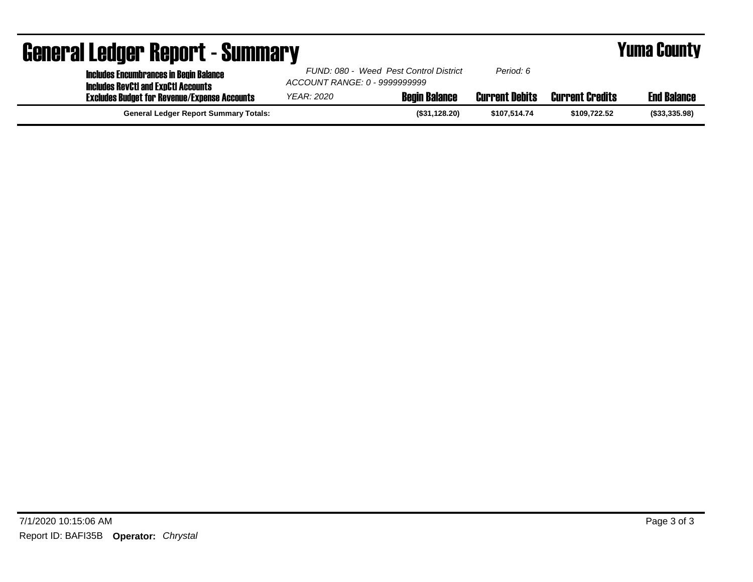# General Ledger Report - Summary

**Yuma County**

**Includes Encumbrances in Begin Balance**
**Includes RevCtl and ExpCtl Accounts**
**Excludes Budget for Revenue/Expense Accounts**

*FUND: 080 - Weed Pest Control District*
*ACCOUNT RANGE: 0 - 9999999999*
*YEAR: 2020*
*Period: 6*

| | Begin Balance | Current Debits | Current Credits | End Balance |
|---|---|---|---|---|
| **General Ledger Report Summary Totals:** | **($31,128.20)** | **$107,514.74** | **$109,722.52** | **($33,335.98)** |

7/1/2020 10:15:06 AM

Report ID: BAFI35B **Operator:** *Chrystal*